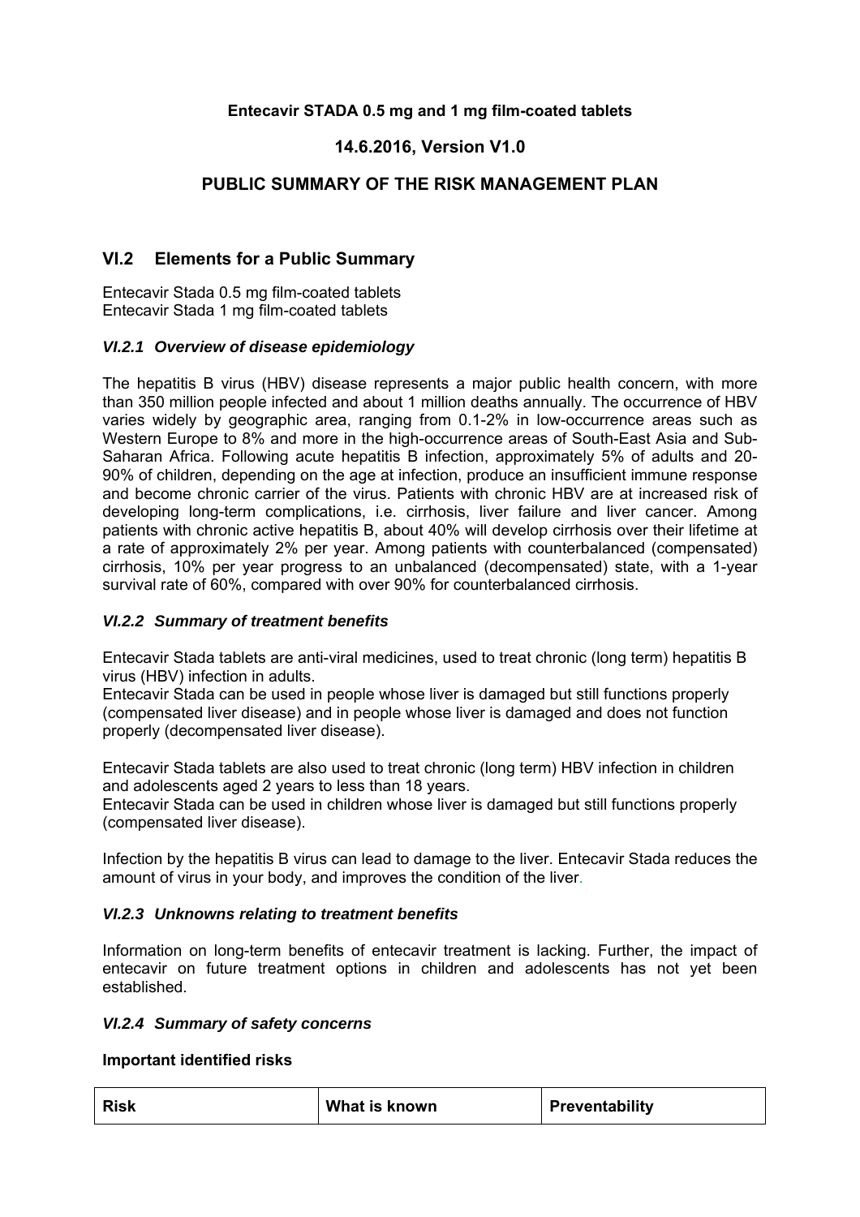**Entecavir STADA 0.5 mg and 1 mg film-coated tablets**

**14.6.2016, Version V1.0**

**PUBLIC SUMMARY OF THE RISK MANAGEMENT PLAN**

## VI.2 Elements for a Public Summary

Entecavir Stada 0.5 mg film-coated tablets
Entecavir Stada 1 mg film-coated tablets

### *VI.2.1 Overview of disease epidemiology*

The hepatitis B virus (HBV) disease represents a major public health concern, with more than 350 million people infected and about 1 million deaths annually. The occurrence of HBV varies widely by geographic area, ranging from 0.1-2% in low-occurrence areas such as Western Europe to 8% and more in the high-occurrence areas of South-East Asia and Sub-Saharan Africa. Following acute hepatitis B infection, approximately 5% of adults and 20-90% of children, depending on the age at infection, produce an insufficient immune response and become chronic carrier of the virus. Patients with chronic HBV are at increased risk of developing long-term complications, i.e. cirrhosis, liver failure and liver cancer. Among patients with chronic active hepatitis B, about 40% will develop cirrhosis over their lifetime at a rate of approximately 2% per year. Among patients with counterbalanced (compensated) cirrhosis, 10% per year progress to an unbalanced (decompensated) state, with a 1-year survival rate of 60%, compared with over 90% for counterbalanced cirrhosis.

### *VI.2.2 Summary of treatment benefits*

Entecavir Stada tablets are anti-viral medicines, used to treat chronic (long term) hepatitis B virus (HBV) infection in adults.
Entecavir Stada can be used in people whose liver is damaged but still functions properly (compensated liver disease) and in people whose liver is damaged and does not function properly (decompensated liver disease).

Entecavir Stada tablets are also used to treat chronic (long term) HBV infection in children and adolescents aged 2 years to less than 18 years.
Entecavir Stada can be used in children whose liver is damaged but still functions properly (compensated liver disease).

Infection by the hepatitis B virus can lead to damage to the liver. Entecavir Stada reduces the amount of virus in your body, and improves the condition of the liver.

### *VI.2.3 Unknowns relating to treatment benefits*

Information on long-term benefits of entecavir treatment is lacking. Further, the impact of entecavir on future treatment options in children and adolescents has not yet been established.

### *VI.2.4 Summary of safety concerns*

**Important identified risks**

| Risk | What is known | Preventability |
|---|---|---|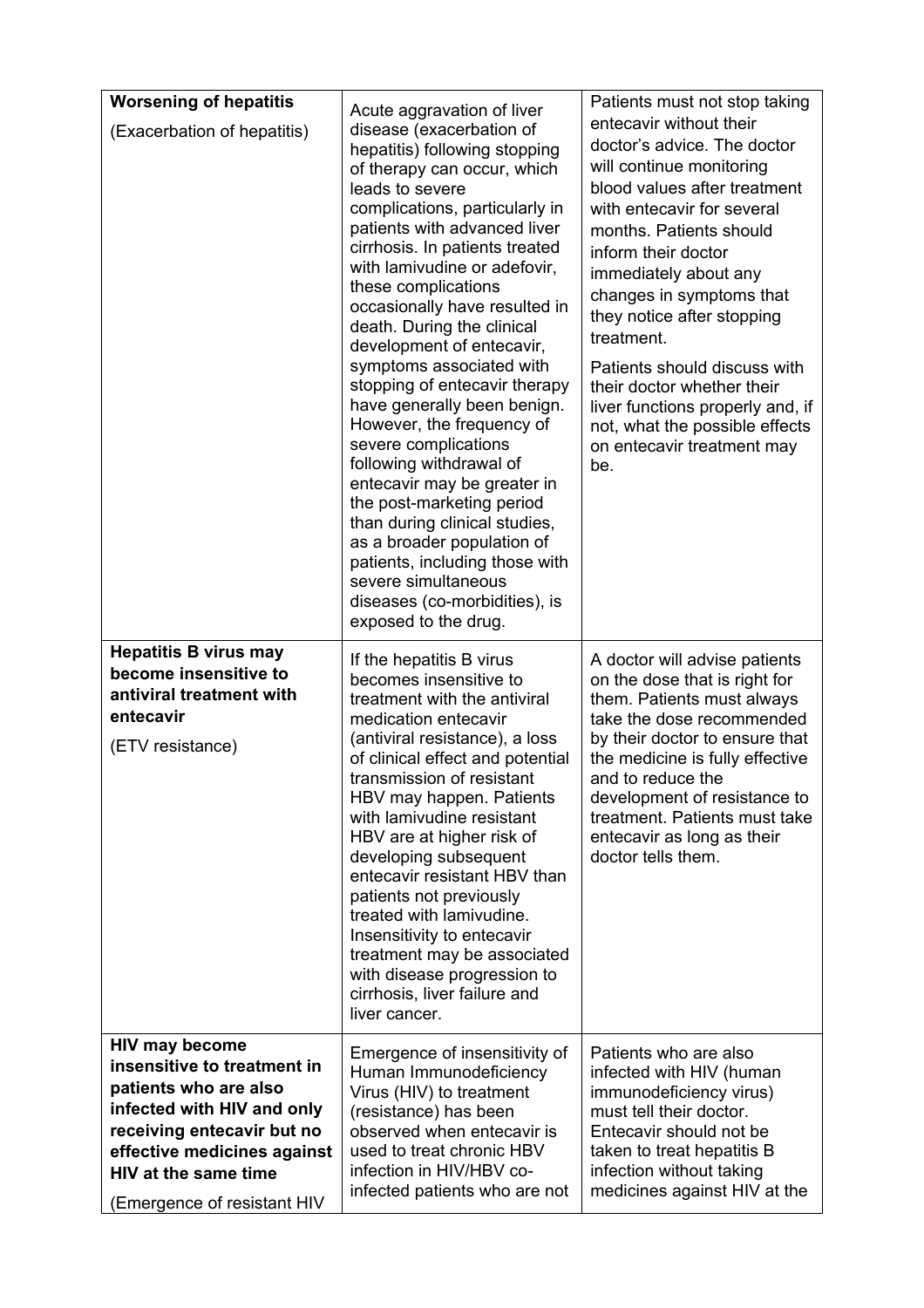| | | |
|---|---|---|
| **Worsening of hepatitis**<br><br>(Exacerbation of hepatitis) | Acute aggravation of liver disease (exacerbation of hepatitis) following stopping of therapy can occur, which leads to severe complications, particularly in patients with advanced liver cirrhosis. In patients treated with lamivudine or adefovir, these complications occasionally have resulted in death. During the clinical development of entecavir, symptoms associated with stopping of entecavir therapy have generally been benign. However, the frequency of severe complications following withdrawal of entecavir may be greater in the post-marketing period than during clinical studies, as a broader population of patients, including those with severe simultaneous diseases (co-morbidities), is exposed to the drug. | Patients must not stop taking entecavir without their doctor's advice. The doctor will continue monitoring blood values after treatment with entecavir for several months. Patients should inform their doctor immediately about any changes in symptoms that they notice after stopping treatment.<br><br>Patients should discuss with their doctor whether their liver functions properly and, if not, what the possible effects on entecavir treatment may be. |
| **Hepatitis B virus may become insensitive to antiviral treatment with entecavir**<br><br>(ETV resistance) | If the hepatitis B virus becomes insensitive to treatment with the antiviral medication entecavir (antiviral resistance), a loss of clinical effect and potential transmission of resistant HBV may happen. Patients with lamivudine resistant HBV are at higher risk of developing subsequent entecavir resistant HBV than patients not previously treated with lamivudine. Insensitivity to entecavir treatment may be associated with disease progression to cirrhosis, liver failure and liver cancer. | A doctor will advise patients on the dose that is right for them. Patients must always take the dose recommended by their doctor to ensure that the medicine is fully effective and to reduce the development of resistance to treatment. Patients must take entecavir as long as their doctor tells them. |
| **HIV may become insensitive to treatment in patients who are also infected with HIV and only receiving entecavir but no effective medicines against HIV at the same time**<br><br>(Emergence of resistant HIV | Emergence of insensitivity of Human Immunodeficiency Virus (HIV) to treatment (resistance) has been observed when entecavir is used to treat chronic HBV infection in HIV/HBV co-infected patients who are not | Patients who are also infected with HIV (human immunodeficiency virus) must tell their doctor. Entecavir should not be taken to treat hepatitis B infection without taking medicines against HIV at the |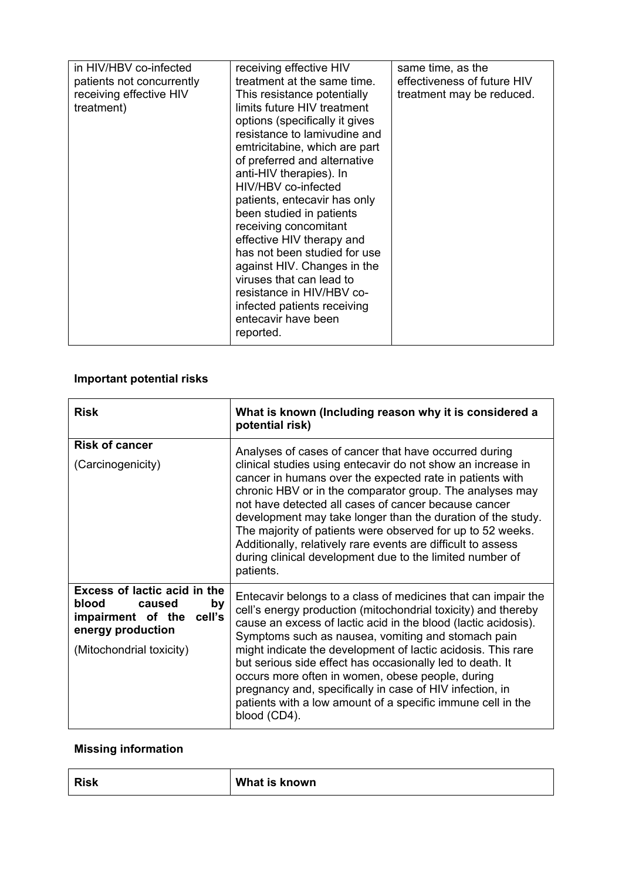| | | |
|---|---|---|
| in HIV/HBV co-infected patients not concurrently receiving effective HIV treatment) | receiving effective HIV treatment at the same time. This resistance potentially limits future HIV treatment options (specifically it gives resistance to lamivudine and emtricitabine, which are part of preferred and alternative anti-HIV therapies). In HIV/HBV co-infected patients, entecavir has only been studied in patients receiving concomitant effective HIV therapy and has not been studied for use against HIV. Changes in the viruses that can lead to resistance in HIV/HBV co-infected patients receiving entecavir have been reported. | same time, as the effectiveness of future HIV treatment may be reduced. |

**Important potential risks**

| **Risk** | **What is known (Including reason why it is considered a potential risk)** |
|---|---|
| **Risk of cancer**<br><br>(Carcinogenicity) | Analyses of cases of cancer that have occurred during clinical studies using entecavir do not show an increase in cancer in humans over the expected rate in patients with chronic HBV or in the comparator group. The analyses may not have detected all cases of cancer because cancer development may take longer than the duration of the study. The majority of patients were observed for up to 52 weeks. Additionally, relatively rare events are difficult to assess during clinical development due to the limited number of patients. |
| **Excess of lactic acid in the blood caused by impairment of the cell's energy production**<br><br>(Mitochondrial toxicity) | Entecavir belongs to a class of medicines that can impair the cell's energy production (mitochondrial toxicity) and thereby cause an excess of lactic acid in the blood (lactic acidosis). Symptoms such as nausea, vomiting and stomach pain might indicate the development of lactic acidosis. This rare but serious side effect has occasionally led to death. It occurs more often in women, obese people, during pregnancy and, specifically in case of HIV infection, in patients with a low amount of a specific immune cell in the blood (CD4). |

**Missing information**

| **Risk** | **What is known** |
|---|---|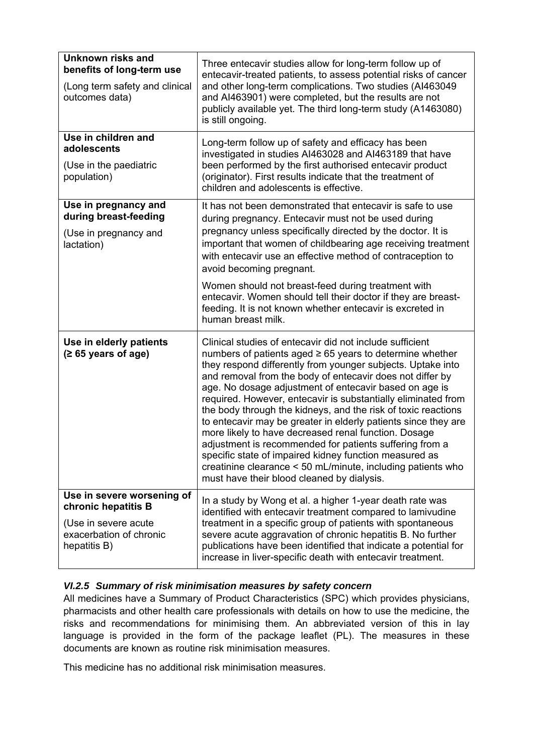| | |
|---|---|
| **Unknown risks and benefits of long-term use** (Long term safety and clinical outcomes data) | Three entecavir studies allow for long-term follow up of entecavir-treated patients, to assess potential risks of cancer and other long-term complications. Two studies (AI463049 and AI463901) were completed, but the results are not publicly available yet. The third long-term study (A1463080) is still ongoing. |
| **Use in children and adolescents** (Use in the paediatric population) | Long-term follow up of safety and efficacy has been investigated in studies AI463028 and AI463189 that have been performed by the first authorised entecavir product (originator). First results indicate that the treatment of children and adolescents is effective. |
| **Use in pregnancy and during breast-feeding** (Use in pregnancy and lactation) | It has not been demonstrated that entecavir is safe to use during pregnancy. Entecavir must not be used during pregnancy unless specifically directed by the doctor. It is important that women of childbearing age receiving treatment with entecavir use an effective method of contraception to avoid becoming pregnant. Women should not breast-feed during treatment with entecavir. Women should tell their doctor if they are breast-feeding. It is not known whether entecavir is excreted in human breast milk. |
| **Use in elderly patients (≥ 65 years of age)** | Clinical studies of entecavir did not include sufficient numbers of patients aged ≥ 65 years to determine whether they respond differently from younger subjects. Uptake into and removal from the body of entecavir does not differ by age. No dosage adjustment of entecavir based on age is required. However, entecavir is substantially eliminated from the body through the kidneys, and the risk of toxic reactions to entecavir may be greater in elderly patients since they are more likely to have decreased renal function. Dosage adjustment is recommended for patients suffering from a specific state of impaired kidney function measured as creatinine clearance < 50 mL/minute, including patients who must have their blood cleaned by dialysis. |
| **Use in severe worsening of chronic hepatitis B** (Use in severe acute exacerbation of chronic hepatitis B) | In a study by Wong et al. a higher 1-year death rate was identified with entecavir treatment compared to lamivudine treatment in a specific group of patients with spontaneous severe acute aggravation of chronic hepatitis B. No further publications have been identified that indicate a potential for increase in liver-specific death with entecavir treatment. |

### *VI.2.5 Summary of risk minimisation measures by safety concern*

All medicines have a Summary of Product Characteristics (SPC) which provides physicians, pharmacists and other health care professionals with details on how to use the medicine, the risks and recommendations for minimising them. An abbreviated version of this in lay language is provided in the form of the package leaflet (PL). The measures in these documents are known as routine risk minimisation measures.

This medicine has no additional risk minimisation measures.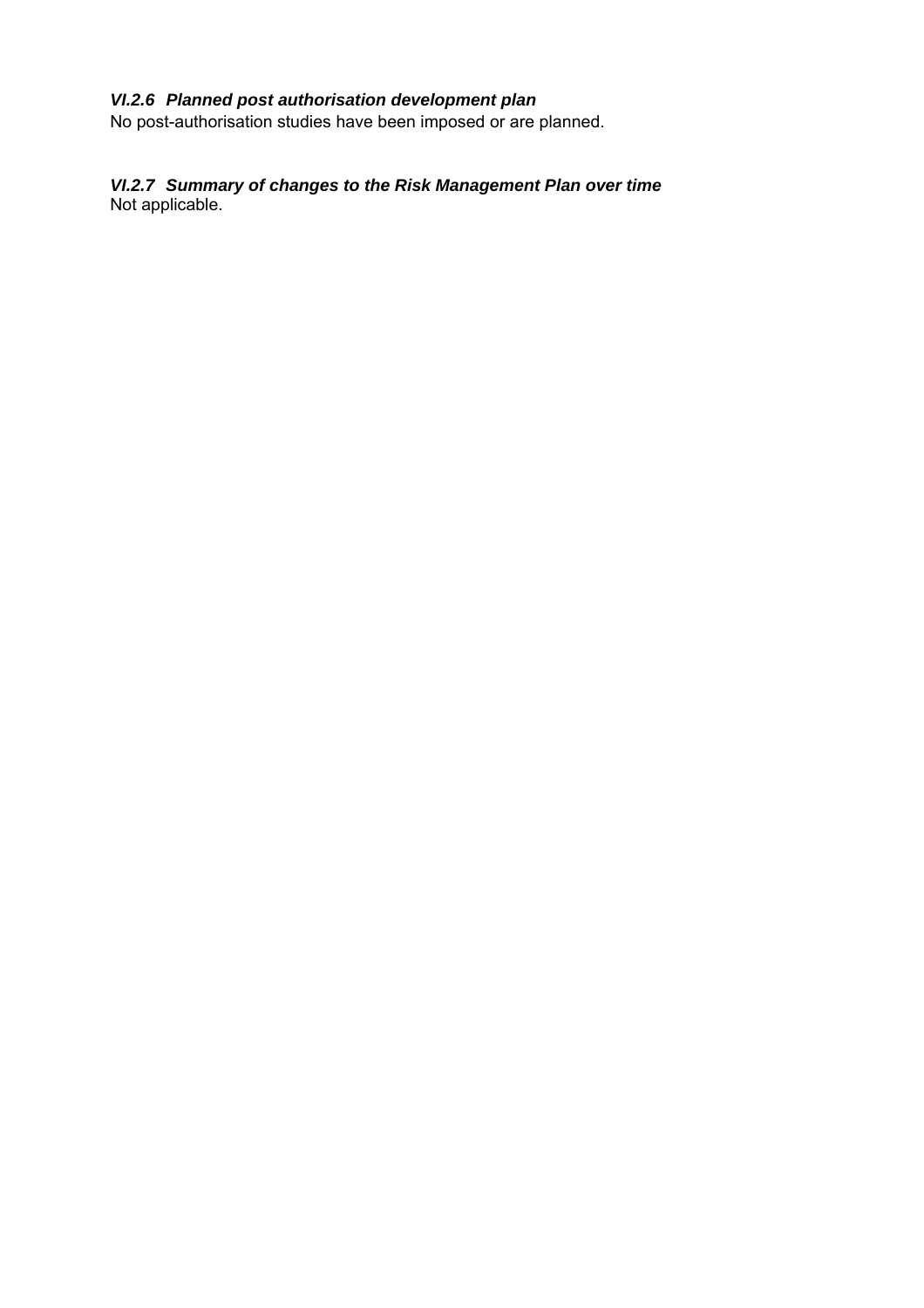### *VI.2.6 Planned post authorisation development plan*

No post-authorisation studies have been imposed or are planned.

### *VI.2.7 Summary of changes to the Risk Management Plan over time*

Not applicable.